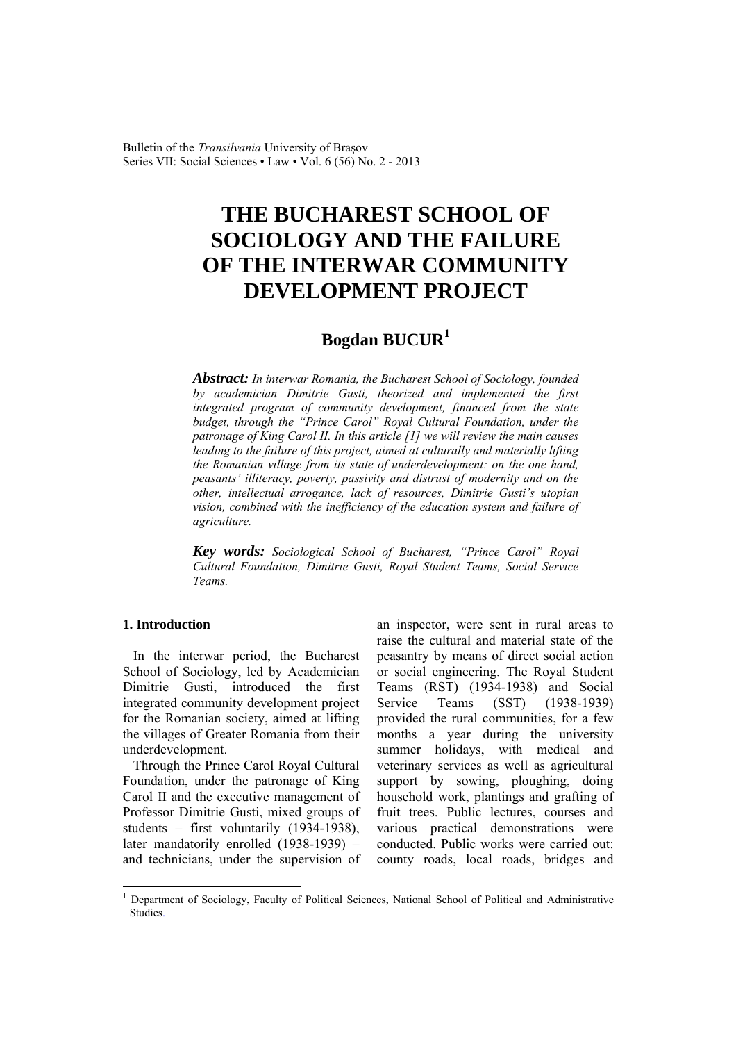# THE BUCHAREST SCHOOL OF SOCIOLOGY AND THE FAILURE OF THE INTERWAR COMMUNITY DEVELOPMENT PROJECT

**Bogdan BUCUR**[1]

***Abstract:*** *In interwar Romania, the Bucharest School of Sociology, founded by academician Dimitrie Gusti, theorized and implemented the first integrated program of community development, financed from the state budget, through the "Prince Carol" Royal Cultural Foundation, under the patronage of King Carol II. In this article [1] we will review the main causes leading to the failure of this project, aimed at culturally and materially lifting the Romanian village from its state of underdevelopment: on the one hand, peasants' illiteracy, poverty, passivity and distrust of modernity and on the other, intellectual arrogance, lack of resources, Dimitrie Gusti's utopian vision, combined with the inefficiency of the education system and failure of agriculture.*

***Key words:*** *Sociological School of Bucharest, "Prince Carol" Royal Cultural Foundation, Dimitrie Gusti, Royal Student Teams, Social Service Teams.*

## 1. Introduction

In the interwar period, the Bucharest School of Sociology, led by Academician Dimitrie Gusti, introduced the first integrated community development project for the Romanian society, aimed at lifting the villages of Greater Romania from their underdevelopment.

Through the Prince Carol Royal Cultural Foundation, under the patronage of King Carol II and the executive management of Professor Dimitrie Gusti, mixed groups of students – first voluntarily (1934-1938), later mandatorily enrolled (1938-1939) – and technicians, under the supervision of an inspector, were sent in rural areas to raise the cultural and material state of the peasantry by means of direct social action or social engineering. The Royal Student Teams (RST) (1934-1938) and Social Service Teams (SST) (1938-1939) provided the rural communities, for a few months a year during the university summer holidays, with medical and veterinary services as well as agricultural support by sowing, ploughing, doing household work, plantings and grafting of fruit trees. Public lectures, courses and various practical demonstrations were conducted. Public works were carried out: county roads, local roads, bridges and

---

[1] Department of Sociology, Faculty of Political Sciences, National School of Political and Administrative Studies.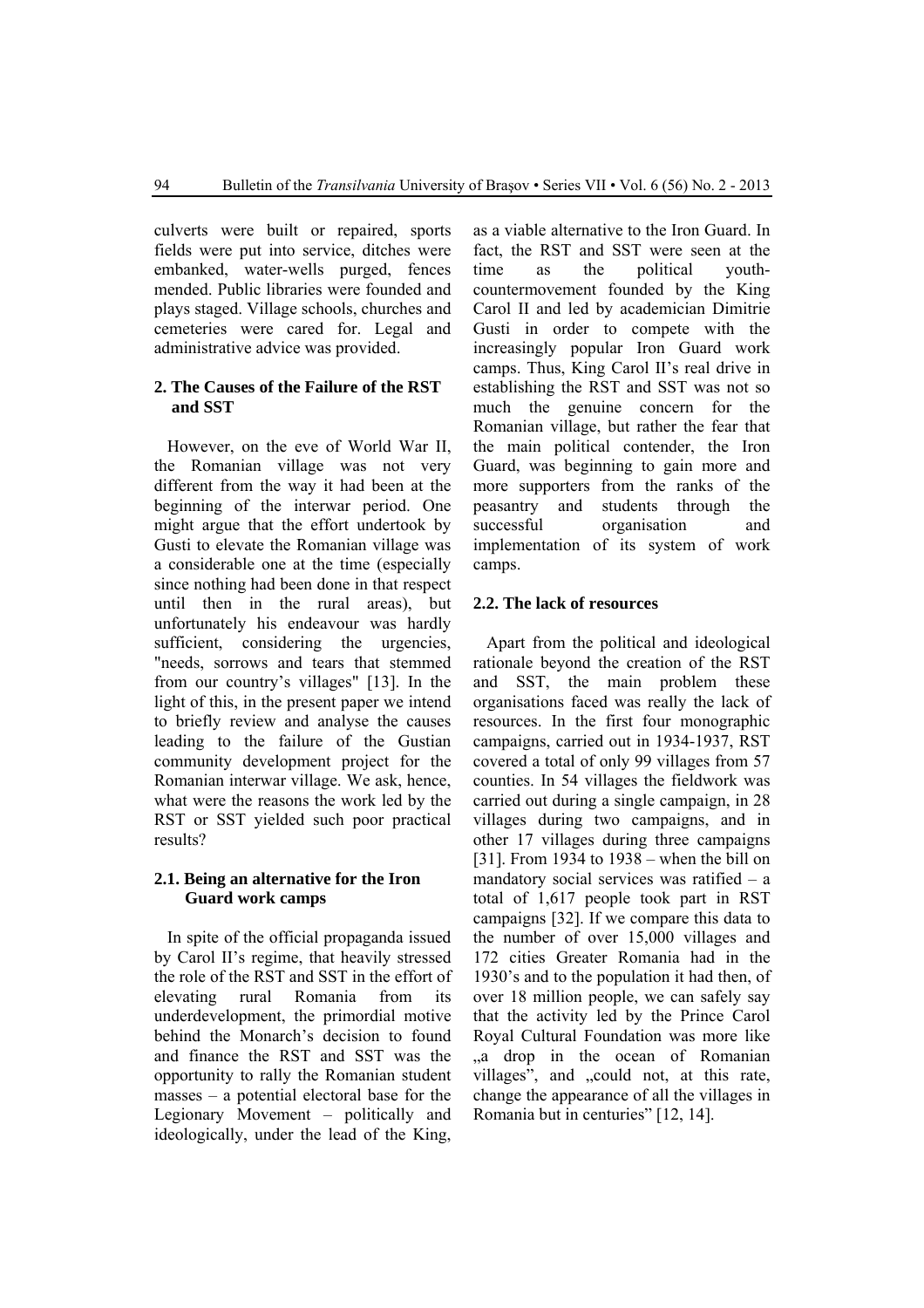culverts were built or repaired, sports fields were put into service, ditches were embanked, water-wells purged, fences mended. Public libraries were founded and plays staged. Village schools, churches and cemeteries were cared for. Legal and administrative advice was provided.

## 2. The Causes of the Failure of the RST and SST

However, on the eve of World War II, the Romanian village was not very different from the way it had been at the beginning of the interwar period. One might argue that the effort undertook by Gusti to elevate the Romanian village was a considerable one at the time (especially since nothing had been done in that respect until then in the rural areas), but unfortunately his endeavour was hardly sufficient, considering the urgencies, "needs, sorrows and tears that stemmed from our country's villages" [13]. In the light of this, in the present paper we intend to briefly review and analyse the causes leading to the failure of the Gustian community development project for the Romanian interwar village. We ask, hence, what were the reasons the work led by the RST or SST yielded such poor practical results?

### 2.1. Being an alternative for the Iron Guard work camps

In spite of the official propaganda issued by Carol II's regime, that heavily stressed the role of the RST and SST in the effort of elevating rural Romania from its underdevelopment, the primordial motive behind the Monarch's decision to found and finance the RST and SST was the opportunity to rally the Romanian student masses – a potential electoral base for the Legionary Movement – politically and ideologically, under the lead of the King, as a viable alternative to the Iron Guard. In fact, the RST and SST were seen at the time as the political youth-countermovement founded by the King Carol II and led by academician Dimitrie Gusti in order to compete with the increasingly popular Iron Guard work camps. Thus, King Carol II's real drive in establishing the RST and SST was not so much the genuine concern for the Romanian village, but rather the fear that the main political contender, the Iron Guard, was beginning to gain more and more supporters from the ranks of the peasantry and students through the successful organisation and implementation of its system of work camps.

### 2.2. The lack of resources

Apart from the political and ideological rationale beyond the creation of the RST and SST, the main problem these organisations faced was really the lack of resources. In the first four monographic campaigns, carried out in 1934-1937, RST covered a total of only 99 villages from 57 counties. In 54 villages the fieldwork was carried out during a single campaign, in 28 villages during two campaigns, and in other 17 villages during three campaigns [31]. From 1934 to 1938 – when the bill on mandatory social services was ratified – a total of 1,617 people took part in RST campaigns [32]. If we compare this data to the number of over 15,000 villages and 172 cities Greater Romania had in the 1930's and to the population it had then, of over 18 million people, we can safely say that the activity led by the Prince Carol Royal Cultural Foundation was more like „a drop in the ocean of Romanian villages", and „could not, at this rate, change the appearance of all the villages in Romania but in centuries" [12, 14].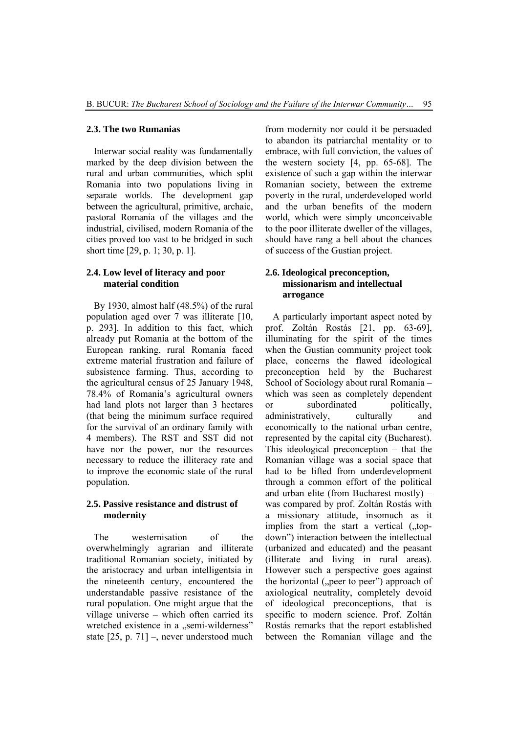### 2.3. The two Rumanias

Interwar social reality was fundamentally marked by the deep division between the rural and urban communities, which split Romania into two populations living in separate worlds. The development gap between the agricultural, primitive, archaic, pastoral Romania of the villages and the industrial, civilised, modern Romania of the cities proved too vast to be bridged in such short time [29, p. 1; 30, p. 1].

### 2.4. Low level of literacy and poor material condition

By 1930, almost half (48.5%) of the rural population aged over 7 was illiterate [10, p. 293]. In addition to this fact, which already put Romania at the bottom of the European ranking, rural Romania faced extreme material frustration and failure of subsistence farming. Thus, according to the agricultural census of 25 January 1948, 78.4% of Romania's agricultural owners had land plots not larger than 3 hectares (that being the minimum surface required for the survival of an ordinary family with 4 members). The RST and SST did not have nor the power, nor the resources necessary to reduce the illiteracy rate and to improve the economic state of the rural population.

### 2.5. Passive resistance and distrust of modernity

The westernisation of the overwhelmingly agrarian and illiterate traditional Romanian society, initiated by the aristocracy and urban intelligentsia in the nineteenth century, encountered the understandable passive resistance of the rural population. One might argue that the village universe – which often carried its wretched existence in a „semi-wilderness" state [25, p. 71] –, never understood much from modernity nor could it be persuaded to abandon its patriarchal mentality or to embrace, with full conviction, the values of the western society [4, pp. 65-68]. The existence of such a gap within the interwar Romanian society, between the extreme poverty in the rural, underdeveloped world and the urban benefits of the modern world, which were simply unconceivable to the poor illiterate dweller of the villages, should have rang a bell about the chances of success of the Gustian project.

### 2.6. Ideological preconception, missionarism and intellectual arrogance

A particularly important aspect noted by prof. Zoltán Rostás [21, pp. 63-69], illuminating for the spirit of the times when the Gustian community project took place, concerns the flawed ideological preconception held by the Bucharest School of Sociology about rural Romania – which was seen as completely dependent or subordinated politically, administratively, culturally and economically to the national urban centre, represented by the capital city (Bucharest). This ideological preconception – that the Romanian village was a social space that had to be lifted from underdevelopment through a common effort of the political and urban elite (from Bucharest mostly) – was compared by prof. Zoltán Rostás with a missionary attitude, insomuch as it implies from the start a vertical („top-down") interaction between the intellectual (urbanized and educated) and the peasant (illiterate and living in rural areas). However such a perspective goes against the horizontal („peer to peer") approach of axiological neutrality, completely devoid of ideological preconceptions, that is specific to modern science. Prof. Zoltán Rostás remarks that the report established between the Romanian village and the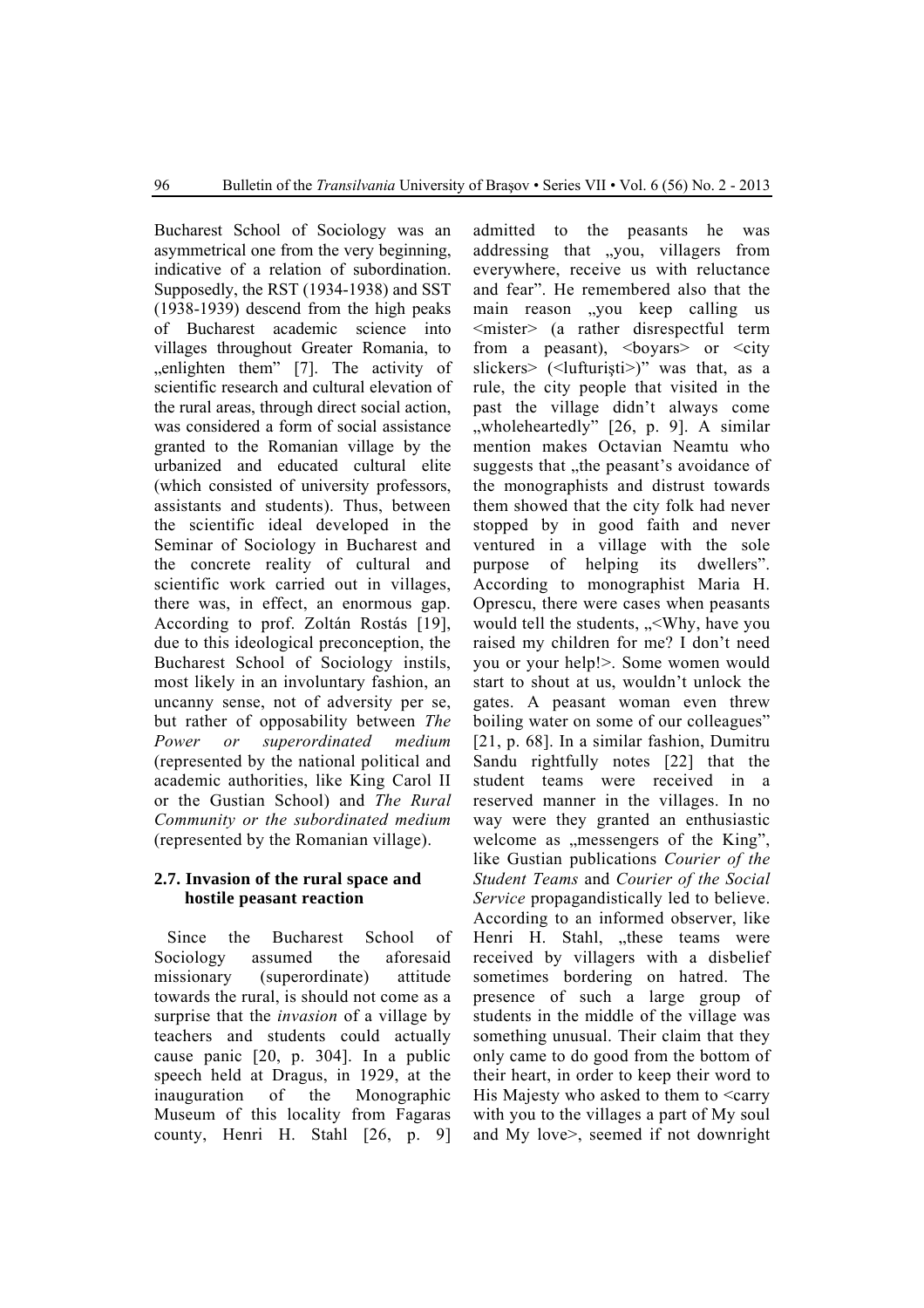Bucharest School of Sociology was an asymmetrical one from the very beginning, indicative of a relation of subordination. Supposedly, the RST (1934-1938) and SST (1938-1939) descend from the high peaks of Bucharest academic science into villages throughout Greater Romania, to „enlighten them" [7]. The activity of scientific research and cultural elevation of the rural areas, through direct social action, was considered a form of social assistance granted to the Romanian village by the urbanized and educated cultural elite (which consisted of university professors, assistants and students). Thus, between the scientific ideal developed in the Seminar of Sociology in Bucharest and the concrete reality of cultural and scientific work carried out in villages, there was, in effect, an enormous gap. According to prof. Zoltán Rostás [19], due to this ideological preconception, the Bucharest School of Sociology instils, most likely in an involuntary fashion, an uncanny sense, not of adversity per se, but rather of opposability between *The Power or superordinated medium* (represented by the national political and academic authorities, like King Carol II or the Gustian School) and *The Rural Community or the subordinated medium* (represented by the Romanian village).

### 2.7. Invasion of the rural space and hostile peasant reaction

Since the Bucharest School of Sociology assumed the aforesaid missionary (superordinate) attitude towards the rural, is should not come as a surprise that the *invasion* of a village by teachers and students could actually cause panic [20, p. 304]. In a public speech held at Dragus, in 1929, at the inauguration of the Monographic Museum of this locality from Fagaras county, Henri H. Stahl [26, p. 9] admitted to the peasants he was addressing that „you, villagers from everywhere, receive us with reluctance and fear". He remembered also that the main reason „you keep calling us <mister> (a rather disrespectful term from a peasant), <boyars> or <city slickers> (<lufturişti>)" was that, as a rule, the city people that visited in the past the village didn't always come „wholeheartedly" [26, p. 9]. A similar mention makes Octavian Neamtu who suggests that „the peasant's avoidance of the monographists and distrust towards them showed that the city folk had never stopped by in good faith and never ventured in a village with the sole purpose of helping its dwellers". According to monographist Maria H. Oprescu, there were cases when peasants would tell the students, „<Why, have you raised my children for me? I don't need you or your help!>. Some women would start to shout at us, wouldn't unlock the gates. A peasant woman even threw boiling water on some of our colleagues" [21, p. 68]. In a similar fashion, Dumitru Sandu rightfully notes [22] that the student teams were received in a reserved manner in the villages. In no way were they granted an enthusiastic welcome as „messengers of the King", like Gustian publications *Courier of the Student Teams* and *Courier of the Social Service* propagandistically led to believe. According to an informed observer, like Henri H. Stahl, „these teams were received by villagers with a disbelief sometimes bordering on hatred. The presence of such a large group of students in the middle of the village was something unusual. Their claim that they only came to do good from the bottom of their heart, in order to keep their word to His Majesty who asked to them to <carry with you to the villages a part of My soul and My love>, seemed if not downright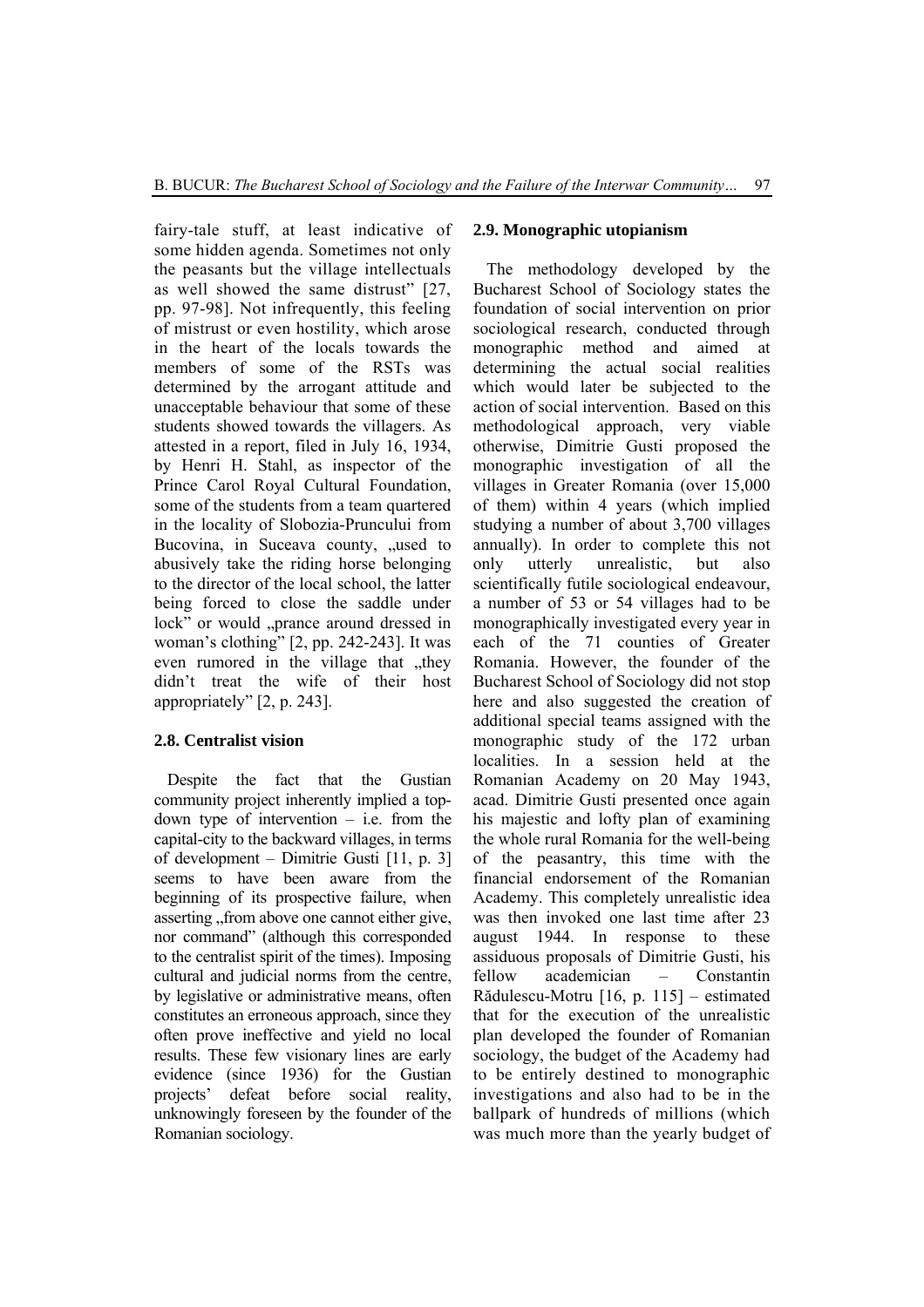fairy-tale stuff, at least indicative of some hidden agenda. Sometimes not only the peasants but the village intellectuals as well showed the same distrust" [27, pp. 97-98]. Not infrequently, this feeling of mistrust or even hostility, which arose in the heart of the locals towards the members of some of the RSTs was determined by the arrogant attitude and unacceptable behaviour that some of these students showed towards the villagers. As attested in a report, filed in July 16, 1934, by Henri H. Stahl, as inspector of the Prince Carol Royal Cultural Foundation, some of the students from a team quartered in the locality of Slobozia-Pruncului from Bucovina, in Suceava county, „used to abusively take the riding horse belonging to the director of the local school, the latter being forced to close the saddle under lock" or would „prance around dressed in woman's clothing" [2, pp. 242-243]. It was even rumored in the village that „they didn't treat the wife of their host appropriately" [2, p. 243].

### 2.8. Centralist vision

Despite the fact that the Gustian community project inherently implied a top-down type of intervention – i.e. from the capital-city to the backward villages, in terms of development – Dimitrie Gusti [11, p. 3] seems to have been aware from the beginning of its prospective failure, when asserting „from above one cannot either give, nor command" (although this corresponded to the centralist spirit of the times). Imposing cultural and judicial norms from the centre, by legislative or administrative means, often constitutes an erroneous approach, since they often prove ineffective and yield no local results. These few visionary lines are early evidence (since 1936) for the Gustian projects' defeat before social reality, unknowingly foreseen by the founder of the Romanian sociology.

### 2.9. Monographic utopianism

The methodology developed by the Bucharest School of Sociology states the foundation of social intervention on prior sociological research, conducted through monographic method and aimed at determining the actual social realities which would later be subjected to the action of social intervention. Based on this methodological approach, very viable otherwise, Dimitrie Gusti proposed the monographic investigation of all the villages in Greater Romania (over 15,000 of them) within 4 years (which implied studying a number of about 3,700 villages annually). In order to complete this not only utterly unrealistic, but also scientifically futile sociological endeavour, a number of 53 or 54 villages had to be monographically investigated every year in each of the 71 counties of Greater Romania. However, the founder of the Bucharest School of Sociology did not stop here and also suggested the creation of additional special teams assigned with the monographic study of the 172 urban localities. In a session held at the Romanian Academy on 20 May 1943, acad. Dimitrie Gusti presented once again his majestic and lofty plan of examining the whole rural Romania for the well-being of the peasantry, this time with the financial endorsement of the Romanian Academy. This completely unrealistic idea was then invoked one last time after 23 august 1944. In response to these assiduous proposals of Dimitrie Gusti, his fellow academician – Constantin Rădulescu-Motru [16, p. 115] – estimated that for the execution of the unrealistic plan developed the founder of Romanian sociology, the budget of the Academy had to be entirely destined to monographic investigations and also had to be in the ballpark of hundreds of millions (which was much more than the yearly budget of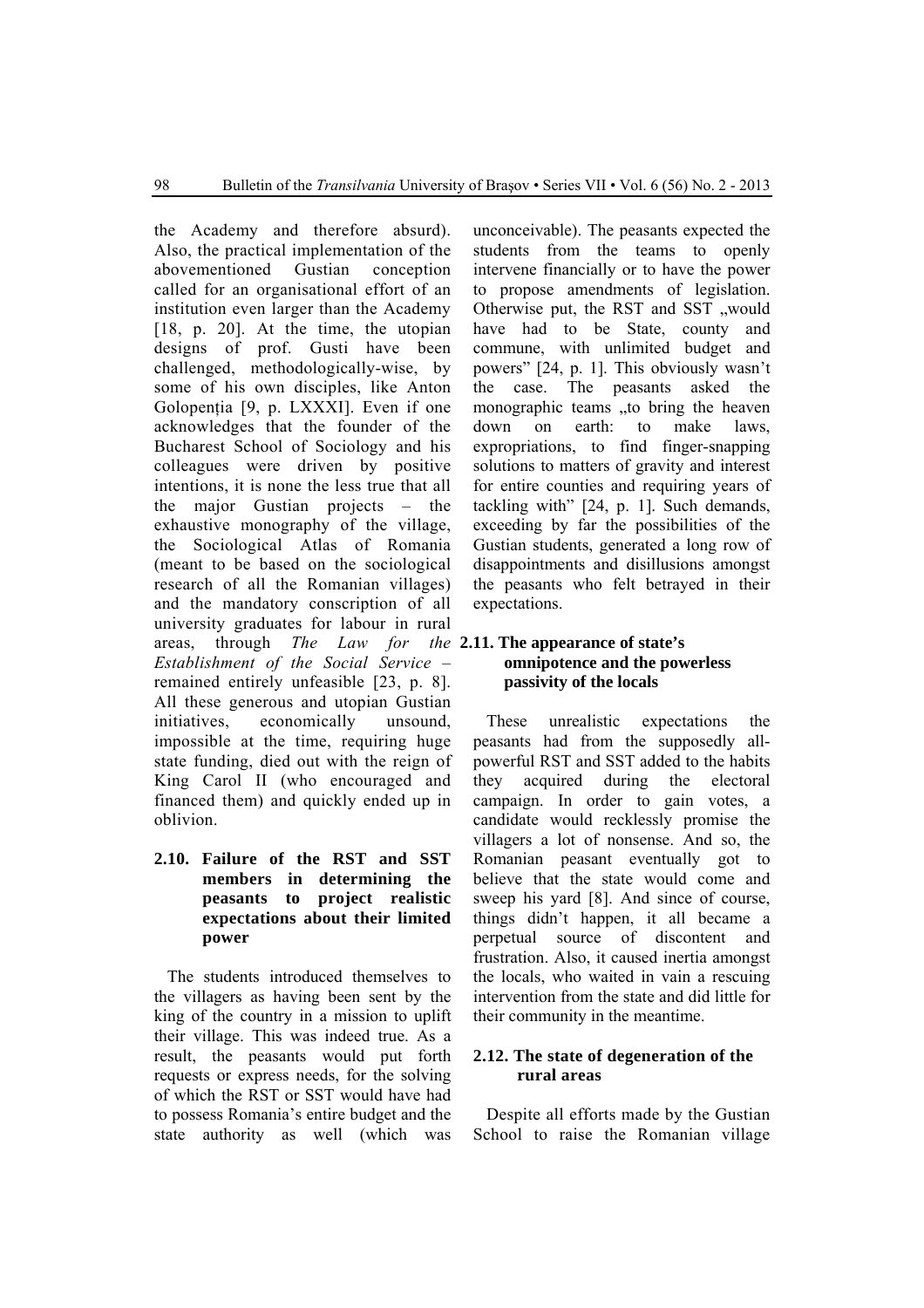the Academy and therefore absurd). Also, the practical implementation of the abovementioned Gustian conception called for an organisational effort of an institution even larger than the Academy [18, p. 20]. At the time, the utopian designs of prof. Gusti have been challenged, methodologically-wise, by some of his own disciples, like Anton Golopenția [9, p. LXXXI]. Even if one acknowledges that the founder of the Bucharest School of Sociology and his colleagues were driven by positive intentions, it is none the less true that all the major Gustian projects – the exhaustive monography of the village, the Sociological Atlas of Romania (meant to be based on the sociological research of all the Romanian villages) and the mandatory conscription of all university graduates for labour in rural areas, through *The Law for the Establishment of the Social Service* – remained entirely unfeasible [23, p. 8]. All these generous and utopian Gustian initiatives, economically unsound, impossible at the time, requiring huge state funding, died out with the reign of King Carol II (who encouraged and financed them) and quickly ended up in oblivion.

## 2.10. Failure of the RST and SST members in determining the peasants to project realistic expectations about their limited power

The students introduced themselves to the villagers as having been sent by the king of the country in a mission to uplift their village. This was indeed true. As a result, the peasants would put forth requests or express needs, for the solving of which the RST or SST would have had to possess Romania's entire budget and the state authority as well (which was unconceivable). The peasants expected the students from the teams to openly intervene financially or to have the power to propose amendments of legislation. Otherwise put, the RST and SST „would have had to be State, county and commune, with unlimited budget and powers" [24, p. 1]. This obviously wasn't the case. The peasants asked the monographic teams „to bring the heaven down on earth: to make laws, expropriations, to find finger-snapping solutions to matters of gravity and interest for entire counties and requiring years of tackling with" [24, p. 1]. Such demands, exceeding by far the possibilities of the Gustian students, generated a long row of disappointments and disillusions amongst the peasants who felt betrayed in their expectations.

## 2.11. The appearance of state's omnipotence and the powerless passivity of the locals

These unrealistic expectations the peasants had from the supposedly all-powerful RST and SST added to the habits they acquired during the electoral campaign. In order to gain votes, a candidate would recklessly promise the villagers a lot of nonsense. And so, the Romanian peasant eventually got to believe that the state would come and sweep his yard [8]. And since of course, things didn't happen, it all became a perpetual source of discontent and frustration. Also, it caused inertia amongst the locals, who waited in vain a rescuing intervention from the state and did little for their community in the meantime.

## 2.12. The state of degeneration of the rural areas

Despite all efforts made by the Gustian School to raise the Romanian village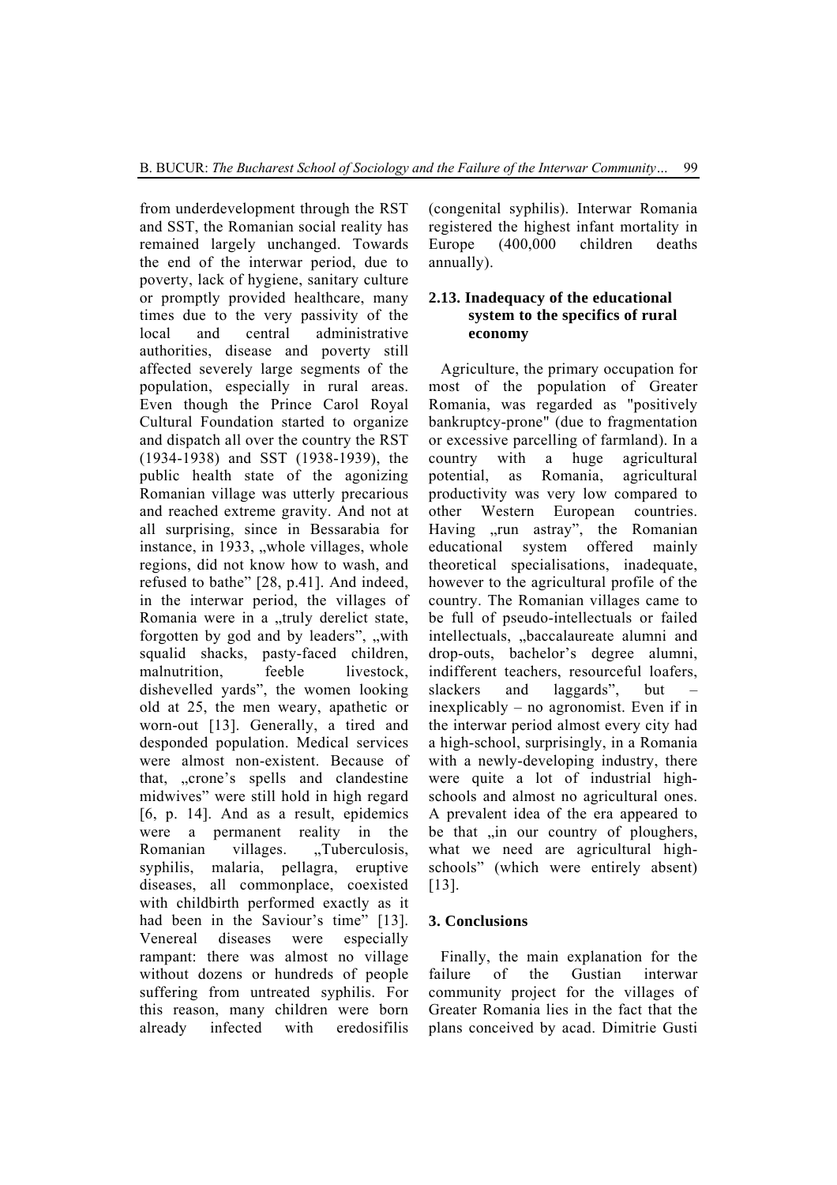from underdevelopment through the RST and SST, the Romanian social reality has remained largely unchanged. Towards the end of the interwar period, due to poverty, lack of hygiene, sanitary culture or promptly provided healthcare, many times due to the very passivity of the local and central administrative authorities, disease and poverty still affected severely large segments of the population, especially in rural areas. Even though the Prince Carol Royal Cultural Foundation started to organize and dispatch all over the country the RST (1934-1938) and SST (1938-1939), the public health state of the agonizing Romanian village was utterly precarious and reached extreme gravity. And not at all surprising, since in Bessarabia for instance, in 1933, „whole villages, whole regions, did not know how to wash, and refused to bathe" [28, p.41]. And indeed, in the interwar period, the villages of Romania were in a „truly derelict state, forgotten by god and by leaders", „with squalid shacks, pasty-faced children, malnutrition, feeble livestock, dishevelled yards", the women looking old at 25, the men weary, apathetic or worn-out [13]. Generally, a tired and desponded population. Medical services were almost non-existent. Because of that, „crone's spells and clandestine midwives" were still hold in high regard [6, p. 14]. And as a result, epidemics were a permanent reality in the Romanian villages. „Tuberculosis, syphilis, malaria, pellagra, eruptive diseases, all commonplace, coexisted with childbirth performed exactly as it had been in the Saviour's time" [13]. Venereal diseases were especially rampant: there was almost no village without dozens or hundreds of people suffering from untreated syphilis. For this reason, many children were born already infected with eredosifilis (congenital syphilis). Interwar Romania registered the highest infant mortality in Europe (400,000 children deaths annually).

### 2.13. Inadequacy of the educational system to the specifics of rural economy

Agriculture, the primary occupation for most of the population of Greater Romania, was regarded as "positively bankruptcy-prone" (due to fragmentation or excessive parcelling of farmland). In a country with a huge agricultural potential, as Romania, agricultural productivity was very low compared to other Western European countries. Having „run astray", the Romanian educational system offered mainly theoretical specialisations, inadequate, however to the agricultural profile of the country. The Romanian villages came to be full of pseudo-intellectuals or failed intellectuals, „baccalaureate alumni and drop-outs, bachelor's degree alumni, indifferent teachers, resourceful loafers, slackers and laggards", but – inexplicably – no agronomist. Even if in the interwar period almost every city had a high-school, surprisingly, in a Romania with a newly-developing industry, there were quite a lot of industrial high-schools and almost no agricultural ones. A prevalent idea of the era appeared to be that „in our country of ploughers, what we need are agricultural high-schools" (which were entirely absent) [13].

## 3. Conclusions

Finally, the main explanation for the failure of the Gustian interwar community project for the villages of Greater Romania lies in the fact that the plans conceived by acad. Dimitrie Gusti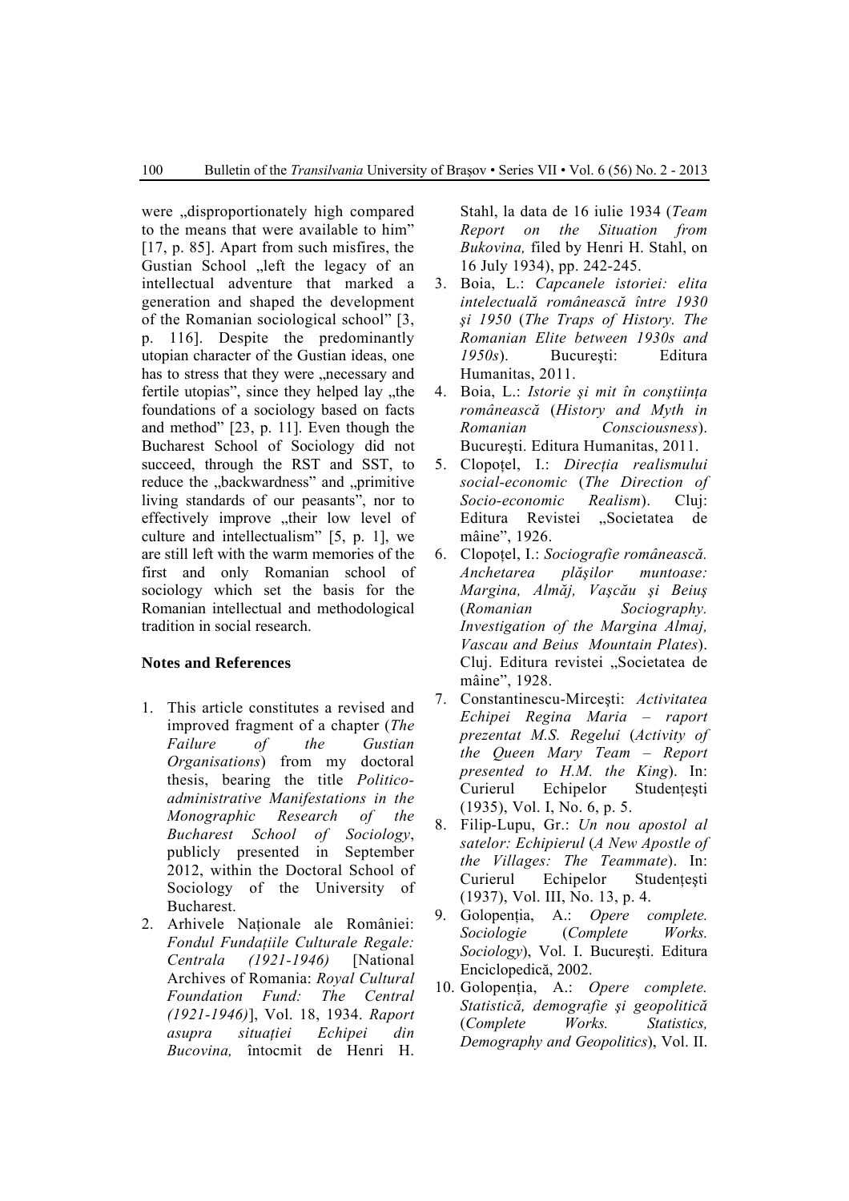were „disproportionately high compared to the means that were available to him" [17, p. 85]. Apart from such misfires, the Gustian School „left the legacy of an intellectual adventure that marked a generation and shaped the development of the Romanian sociological school" [3, p. 116]. Despite the predominantly utopian character of the Gustian ideas, one has to stress that they were „necessary and fertile utopias", since they helped lay „the foundations of a sociology based on facts and method" [23, p. 11]. Even though the Bucharest School of Sociology did not succeed, through the RST and SST, to reduce the „backwardness" and „primitive living standards of our peasants", nor to effectively improve „their low level of culture and intellectualism" [5, p. 1], we are still left with the warm memories of the first and only Romanian school of sociology which set the basis for the Romanian intellectual and methodological tradition in social research.

## Notes and References

1. This article constitutes a revised and improved fragment of a chapter (*The Failure of the Gustian Organisations*) from my doctoral thesis, bearing the title *Politico-administrative Manifestations in the Monographic Research of the Bucharest School of Sociology*, publicly presented in September 2012, within the Doctoral School of Sociology of the University of Bucharest.
2. Arhivele Naționale ale României: *Fondul Fundațiile Culturale Regale: Centrala (1921-1946)* [National Archives of Romania: *Royal Cultural Foundation Fund: The Central (1921-1946)*], Vol. 18, 1934. *Raport asupra situației Echipei din Bucovina,* întocmit de Henri H. Stahl, la data de 16 iulie 1934 (*Team Report on the Situation from Bukovina,* filed by Henri H. Stahl, on 16 July 1934), pp. 242-245.
3. Boia, L.: *Capcanele istoriei: elita intelectuală românească între 1930 şi 1950* (*The Traps of History. The Romanian Elite between 1930s and 1950s*). Bucureşti: Editura Humanitas, 2011.
4. Boia, L.: *Istorie şi mit în conştiința românească* (*History and Myth in Romanian Consciousness*). Bucureşti. Editura Humanitas, 2011.
5. Clopoțel, I.: *Direcția realismului social-economic* (*The Direction of Socio-economic Realism*). Cluj: Editura Revistei „Societatea de mâine", 1926.
6. Clopoțel, I.: *Sociografie românească. Anchetarea plăşilor muntoase: Margina, Almăj, Vaşcău şi Beiuş* (*Romanian Sociography. Investigation of the Margina Almaj, Vascau and Beius Mountain Plates*). Cluj. Editura revistei „Societatea de mâine", 1928.
7. Constantinescu-Mirceşti: *Activitatea Echipei Regina Maria – raport prezentat M.S. Regelui* (*Activity of the Queen Mary Team – Report presented to H.M. the King*). In: Curierul Echipelor Studențeşti (1935), Vol. I, No. 6, p. 5.
8. Filip-Lupu, Gr.: *Un nou apostol al satelor: Echipierul* (*A New Apostle of the Villages: The Teammate*). In: Curierul Echipelor Studențeşti (1937), Vol. III, No. 13, p. 4.
9. Golopenția, A.: *Opere complete. Sociologie* (*Complete Works. Sociology*), Vol. I. Bucureşti. Editura Enciclopedică, 2002.
10. Golopenția, A.: *Opere complete. Statistică, demografie şi geopolitică* (*Complete Works. Statistics, Demography and Geopolitics*), Vol. II.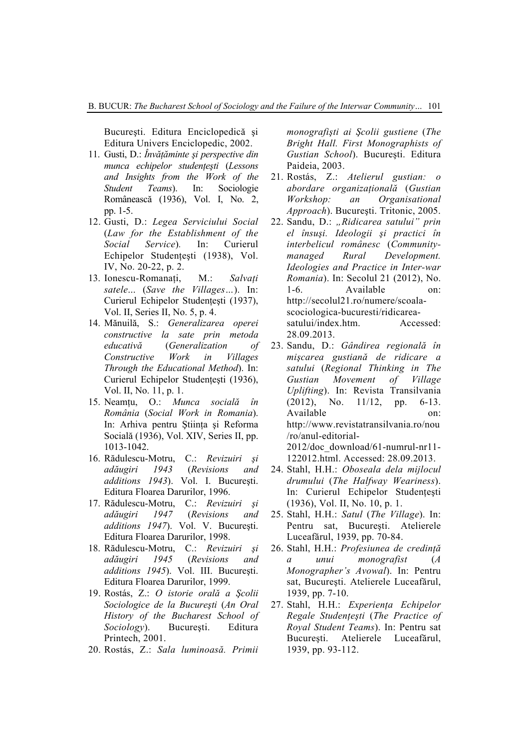București. Editura Enciclopedică și Editura Univers Enciclopedic, 2002.

11. Gusti, D.: *Învățăminte și perspective din munca echipelor studențești* (*Lessons and Insights from the Work of the Student Teams*). In: Sociologie Românească (1936), Vol. I, No. 2, pp. 1-5.
12. Gusti, D.: *Legea Serviciului Social* (*Law for the Establishment of the Social Service*). In: Curierul Echipelor Studențești (1938), Vol. IV, No. 20-22, p. 2.
13. Ionescu-Romanați, M.: *Salvați satele*... (*Save the Villages*…). In: Curierul Echipelor Studențești (1937), Vol. II, Series II, No. 5, p. 4.
14. Mănuilă, S.: *Generalizarea operei constructive la sate prin metoda educativă* (*Generalization of Constructive Work in Villages Through the Educational Method*). In: Curierul Echipelor Studențești (1936), Vol. II, No. 11, p. 1.
15. Neamțu, O.: *Munca socială în România* (*Social Work in Romania*). In: Arhiva pentru Știința și Reforma Socială (1936), Vol. XIV, Series II, pp. 1013-1042.
16. Rădulescu-Motru, C.: *Revizuiri și adăugiri 1943* (*Revisions and additions 1943*). Vol. I. București. Editura Floarea Darurilor, 1996.
17. Rădulescu-Motru, C.: *Revizuiri și adăugiri 1947* (*Revisions and additions 1947*). Vol. V. București. Editura Floarea Darurilor, 1998.
18. Rădulescu-Motru, C.: *Revizuiri și adăugiri 1945* (*Revisions and additions 1945*). Vol. III. București. Editura Floarea Darurilor, 1999.
19. Rostás, Z.: *O istorie orală a Școlii Sociologice de la București* (*An Oral History of the Bucharest School of Sociology*). București. Editura Printech, 2001.
20. Rostás, Z.: *Sala luminoasă. Primii monografiști ai Școlii gustiene* (*The Bright Hall. First Monographists of Gustian School*). București. Editura Paideia, 2003.
21. Rostás, Z.: *Atelierul gustian: o abordare organizațională* (*Gustian Workshop: an Organisational Approach*). București. Tritonic, 2005.
22. Sandu, D.: *„Ridicarea satului" prin el însuși. Ideologii și practici în interbelicul românesc* (*Community-managed Rural Development. Ideologies and Practice in Inter-war Romania*). In: Secolul 21 (2012), No. 1-6. Available on: http://secolul21.ro/numere/scoala-scociologica-bucuresti/ridicarea-satului/index.htm. Accessed: 28.09.2013.
23. Sandu, D.: *Gândirea regională în mișcarea gustiană de ridicare a satului* (*Regional Thinking in The Gustian Movement of Village Uplifting*). In: Revista Transilvania (2012), No. 11/12, pp. 6-13. Available on: http://www.revistatransilvania.ro/nou/ro/anul-editorial-2012/doc_download/61-numrul-nr11-122012.html. Accessed: 28.09.2013.
24. Stahl, H.H.: *Oboseala dela mijlocul drumului* (*The Halfway Weariness*). In: Curierul Echipelor Studențești (1936), Vol. II, No. 10, p. 1.
25. Stahl, H.H.: *Satul* (*The Village*). In: Pentru sat, București. Atelierele Luceafărul, 1939, pp. 70-84.
26. Stahl, H.H.: *Profesiunea de credință a unui monografist* (*A Monographer's Avowal*). In: Pentru sat, București. Atelierele Luceafărul, 1939, pp. 7-10.
27. Stahl, H.H.: *Experiența Echipelor Regale Studențești* (*The Practice of Royal Student Teams*). In: Pentru sat București. Atelierele Luceafărul, 1939, pp. 93-112.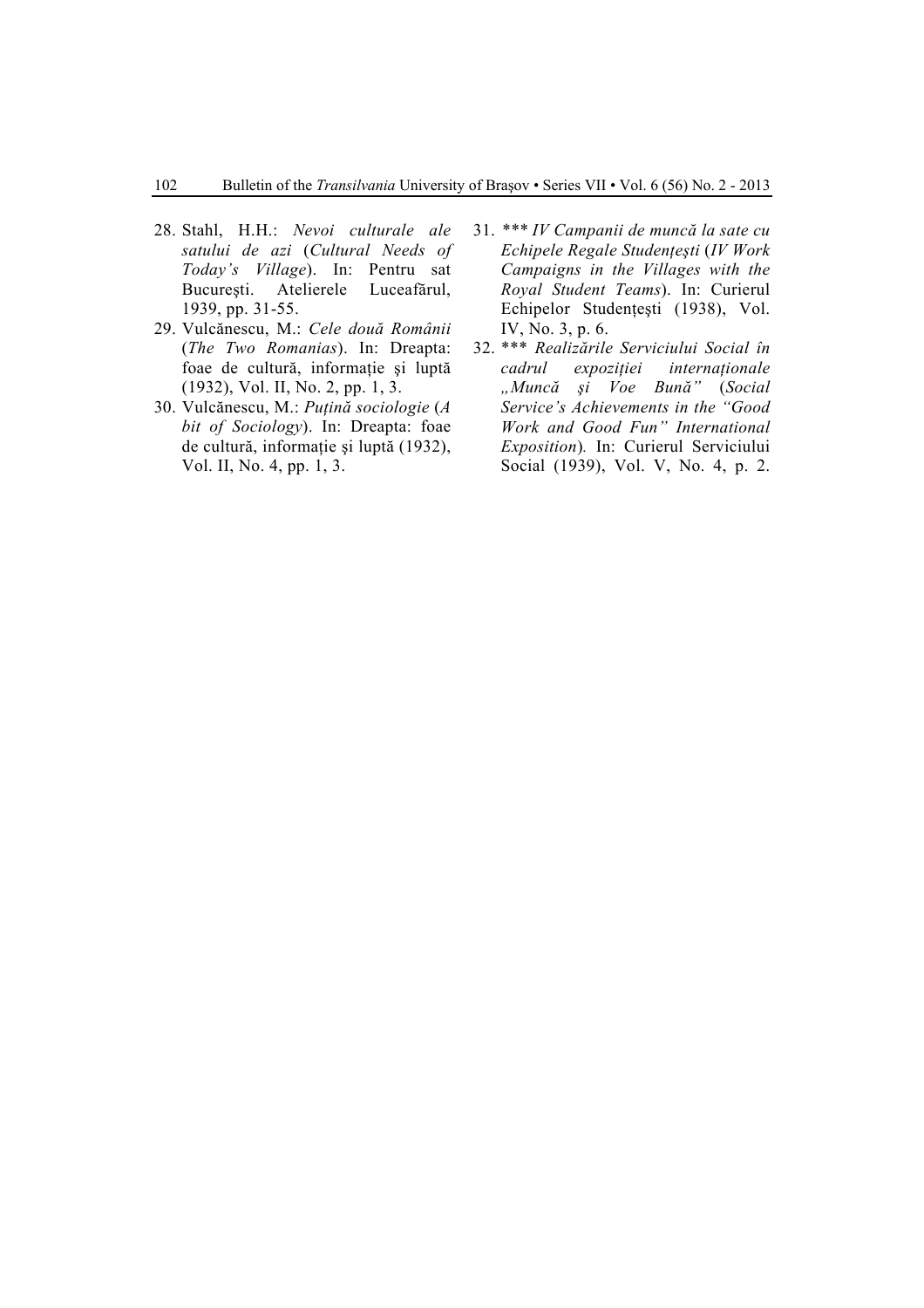28. Stahl, H.H.: *Nevoi culturale ale satului de azi* (*Cultural Needs of Today's Village*). In: Pentru sat Bucureşti. Atelierele Luceafărul, 1939, pp. 31-55.
29. Vulcănescu, M.: *Cele două Românii* (*The Two Romanias*). In: Dreapta: foae de cultură, informaţie şi luptă (1932), Vol. II, No. 2, pp. 1, 3.
30. Vulcănescu, M.: *Puţină sociologie* (*A bit of Sociology*). In: Dreapta: foae de cultură, informaţie şi luptă (1932), Vol. II, No. 4, pp. 1, 3.
31. *** *IV Campanii de muncă la sate cu Echipele Regale Studenţeşti* (*IV Work Campaigns in the Villages with the Royal Student Teams*). In: Curierul Echipelor Studenţeşti (1938), Vol. IV, No. 3, p. 6.
32. *** *Realizările Serviciului Social în cadrul expoziţiei internaţionale „Muncă şi Voe Bună"* (*Social Service's Achievements in the "Good Work and Good Fun" International Exposition*). In: Curierul Serviciului Social (1939), Vol. V, No. 4, p. 2.